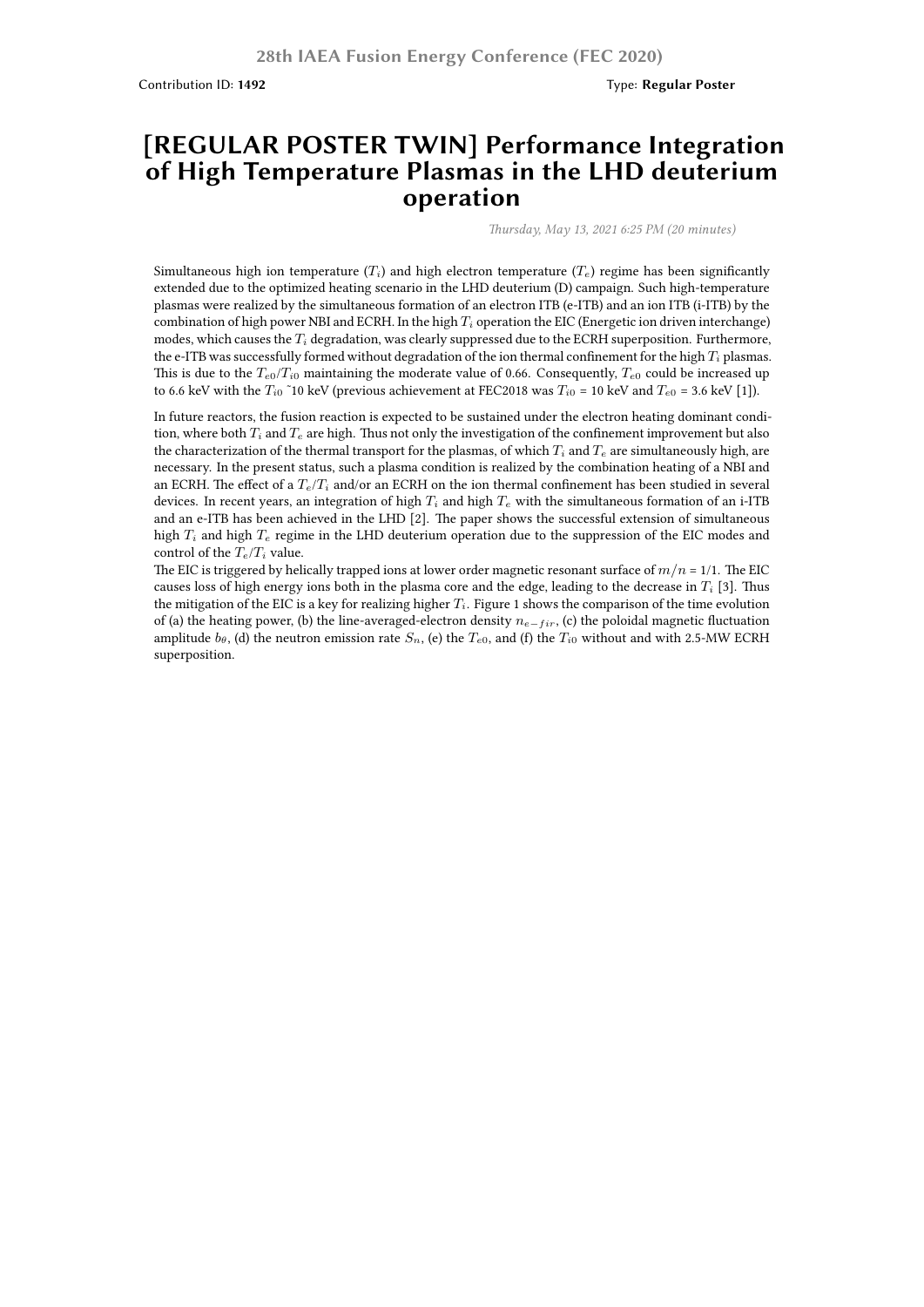28th IAEA Fusion Energy Conference (FEC 2020)

Contribution ID: **1492** Type: **Regular Poster**

# [REGULAR POSTER TWIN] Performance Integration of High Temperature Plasmas in the LHD deuterium operation

*Thursday, May 13, 2021 6:25 PM (20 minutes)*

Simultaneous high ion temperature ($T_i$) and high electron temperature ($T_e$) regime has been significantly extended due to the optimized heating scenario in the LHD deuterium (D) campaign. Such high-temperature plasmas were realized by the simultaneous formation of an electron ITB (e-ITB) and an ion ITB (i-ITB) by the combination of high power NBI and ECRH. In the high $T_i$ operation the EIC (Energetic ion driven interchange) modes, which causes the $T_i$ degradation, was clearly suppressed due to the ECRH superposition. Furthermore, the e-ITB was successfully formed without degradation of the ion thermal confinement for the high $T_i$ plasmas. This is due to the $T_{e0}/T_{i0}$ maintaining the moderate value of 0.66. Consequently, $T_{e0}$ could be increased up to 6.6 keV with the $T_{i0}$ ~10 keV (previous achievement at FEC2018 was $T_{i0}$ = 10 keV and $T_{e0}$ = 3.6 keV [1]).

In future reactors, the fusion reaction is expected to be sustained under the electron heating dominant condition, where both $T_i$ and $T_e$ are high. Thus not only the investigation of the confinement improvement but also the characterization of the thermal transport for the plasmas, of which $T_i$ and $T_e$ are simultaneously high, are necessary. In the present status, such a plasma condition is realized by the combination heating of a NBI and an ECRH. The effect of a $T_e/T_i$ and/or an ECRH on the ion thermal confinement has been studied in several devices. In recent years, an integration of high $T_i$ and high $T_e$ with the simultaneous formation of an i-ITB and an e-ITB has been achieved in the LHD [2]. The paper shows the successful extension of simultaneous high $T_i$ and high $T_e$ regime in the LHD deuterium operation due to the suppression of the EIC modes and control of the $T_e/T_i$ value.

The EIC is triggered by helically trapped ions at lower order magnetic resonant surface of $m/n$ = 1/1. The EIC causes loss of high energy ions both in the plasma core and the edge, leading to the decrease in $T_i$ [3]. Thus the mitigation of the EIC is a key for realizing higher $T_i$. Figure 1 shows the comparison of the time evolution of (a) the heating power, (b) the line-averaged-electron density $n_{e-fir}$, (c) the poloidal magnetic fluctuation amplitude $b_\theta$, (d) the neutron emission rate $S_n$, (e) the $T_{e0}$, and (f) the $T_{i0}$ without and with 2.5-MW ECRH superposition.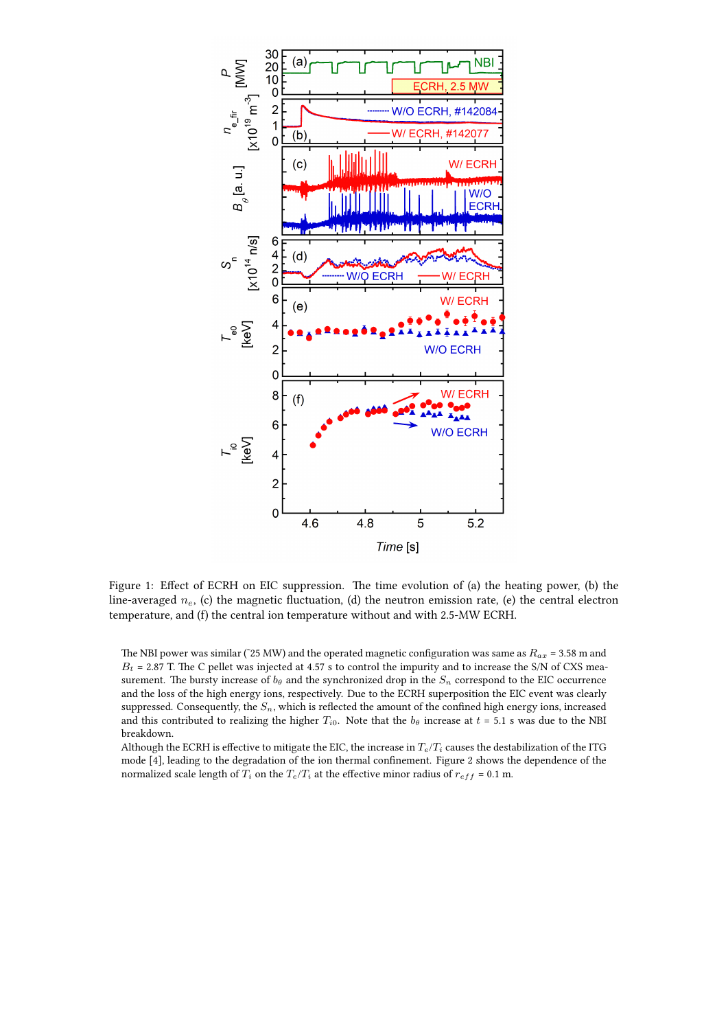Figure 1: Effect of ECRH on EIC suppression. The time evolution of (a) the heating power, (b) the line-averaged $n_e$, (c) the magnetic fluctuation, (d) the neutron emission rate, (e) the central electron temperature, and (f) the central ion temperature without and with 2.5-MW ECRH.

The NBI power was similar (~25 MW) and the operated magnetic configuration was same as $R_{ax}$ = 3.58 m and $B_t$ = 2.87 T. The C pellet was injected at 4.57 s to control the impurity and to increase the S/N of CXS measurement. The bursty increase of $b_\theta$ and the synchronized drop in the $S_n$ correspond to the EIC occurrence and the loss of the high energy ions, respectively. Due to the ECRH superposition the EIC event was clearly suppressed. Consequently, the $S_n$, which is reflected the amount of the confined high energy ions, increased and this contributed to realizing the higher $T_{i0}$. Note that the $b_\theta$ increase at $t$ = 5.1 s was due to the NBI breakdown.

Although the ECRH is effective to mitigate the EIC, the increase in $T_e/T_i$ causes the destabilization of the ITG mode [4], leading to the degradation of the ion thermal confinement. Figure 2 shows the dependence of the normalized scale length of $T_i$ on the $T_e/T_i$ at the effective minor radius of $r_{eff}$ = 0.1 m.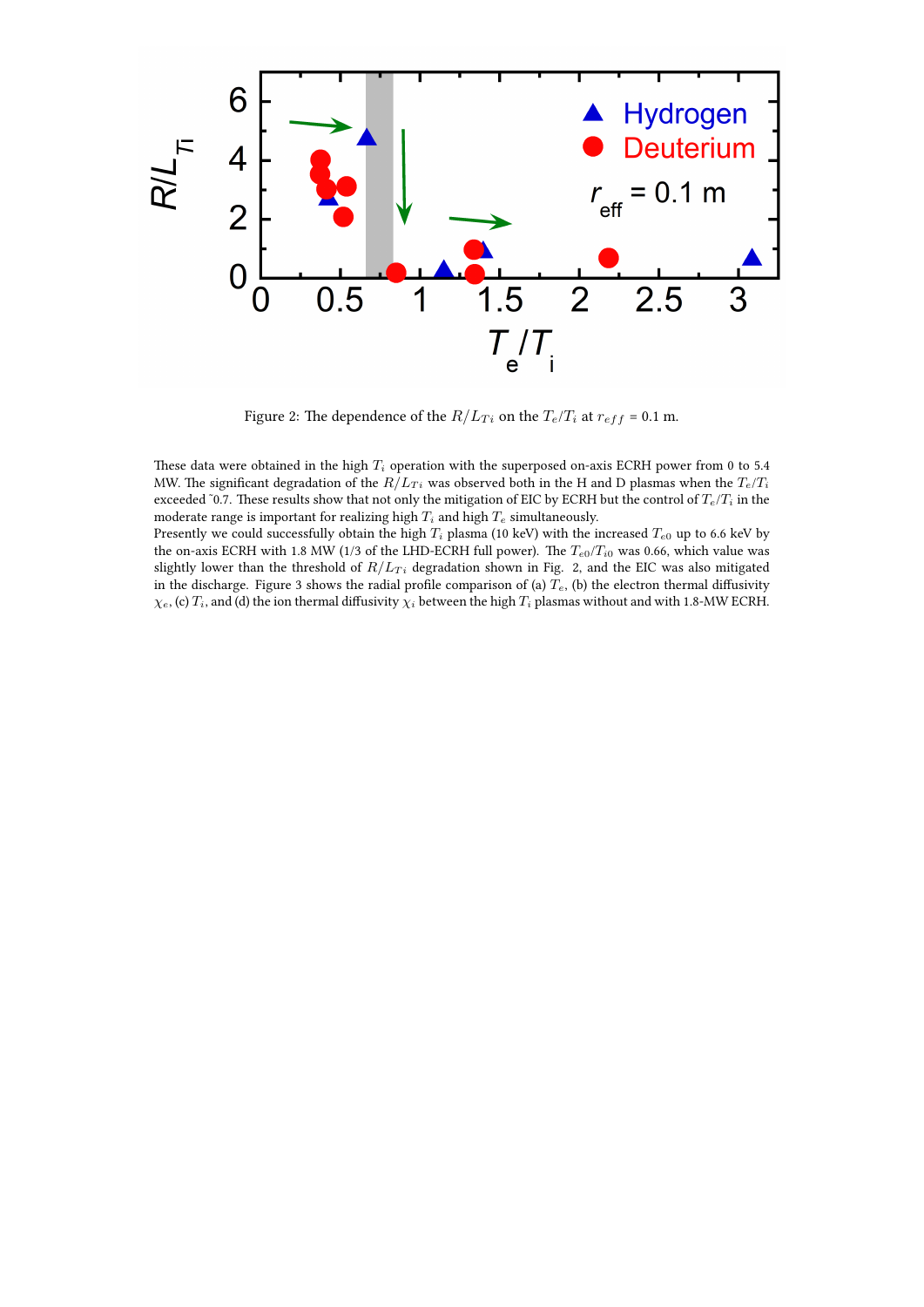Figure 2: The dependence of the $R/L_{Ti}$ on the $T_e/T_i$ at $r_{eff}$ = 0.1 m.

These data were obtained in the high $T_i$ operation with the superposed on-axis ECRH power from 0 to 5.4 MW. The significant degradation of the $R/L_{Ti}$ was observed both in the H and D plasmas when the $T_e/T_i$ exceeded ˜0.7. These results show that not only the mitigation of EIC by ECRH but the control of $T_e/T_i$ in the moderate range is important for realizing high $T_i$ and high $T_e$ simultaneously.

Presently we could successfully obtain the high $T_i$ plasma (10 keV) with the increased $T_{e0}$ up to 6.6 keV by the on-axis ECRH with 1.8 MW (1/3 of the LHD-ECRH full power). The $T_{e0}/T_{i0}$ was 0.66, which value was slightly lower than the threshold of $R/L_{Ti}$ degradation shown in Fig. 2, and the EIC was also mitigated in the discharge. Figure 3 shows the radial profile comparison of (a) $T_e$, (b) the electron thermal diffusivity $\chi_e$, (c) $T_i$, and (d) the ion thermal diffusivity $\chi_i$ between the high $T_i$ plasmas without and with 1.8-MW ECRH.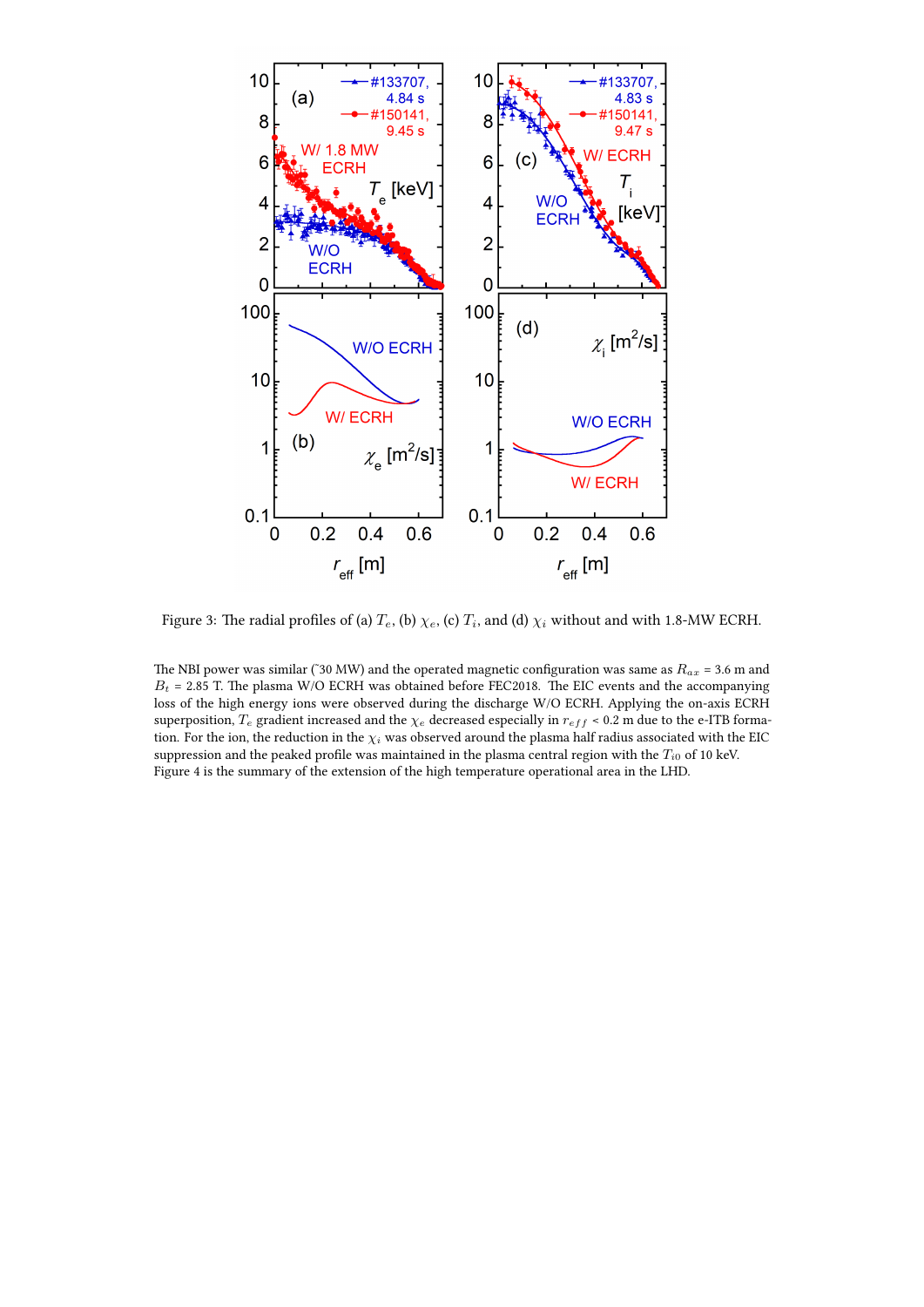Figure 3: The radial profiles of (a) $T_e$, (b) $\chi_e$, (c) $T_i$, and (d) $\chi_i$ without and with 1.8-MW ECRH.

The NBI power was similar (~30 MW) and the operated magnetic configuration was same as $R_{ax}$ = 3.6 m and $B_t$ = 2.85 T. The plasma W/O ECRH was obtained before FEC2018. The EIC events and the accompanying loss of the high energy ions were observed during the discharge W/O ECRH. Applying the on-axis ECRH superposition, $T_e$ gradient increased and the $\chi_e$ decreased especially in $r_{eff}$ < 0.2 m due to the e-ITB formation. For the ion, the reduction in the $\chi_i$ was observed around the plasma half radius associated with the EIC suppression and the peaked profile was maintained in the plasma central region with the $T_{i0}$ of 10 keV. Figure 4 is the summary of the extension of the high temperature operational area in the LHD.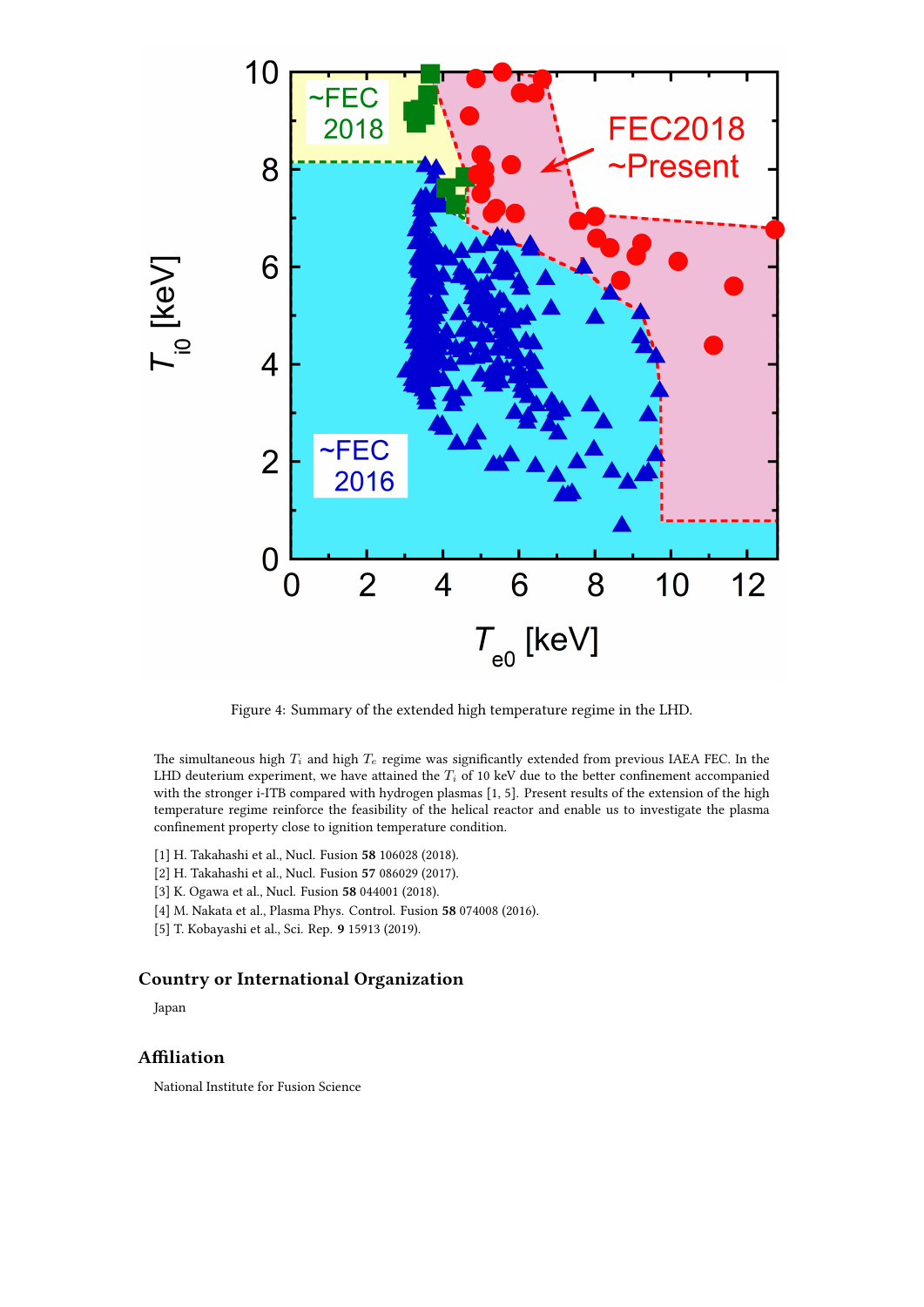Figure 4: Summary of the extended high temperature regime in the LHD.

The simultaneous high $T_i$ and high $T_e$ regime was significantly extended from previous IAEA FEC. In the LHD deuterium experiment, we have attained the $T_i$ of 10 keV due to the better confinement accompanied with the stronger i-ITB compared with hydrogen plasmas [1, 5]. Present results of the extension of the high temperature regime reinforce the feasibility of the helical reactor and enable us to investigate the plasma confinement property close to ignition temperature condition.

[1] H. Takahashi et al., Nucl. Fusion **58** 106028 (2018).
[2] H. Takahashi et al., Nucl. Fusion **57** 086029 (2017).
[3] K. Ogawa et al., Nucl. Fusion **58** 044001 (2018).
[4] M. Nakata et al., Plasma Phys. Control. Fusion **58** 074008 (2016).
[5] T. Kobayashi et al., Sci. Rep. **9** 15913 (2019).

## Country or International Organization

Japan

## Affiliation

National Institute for Fusion Science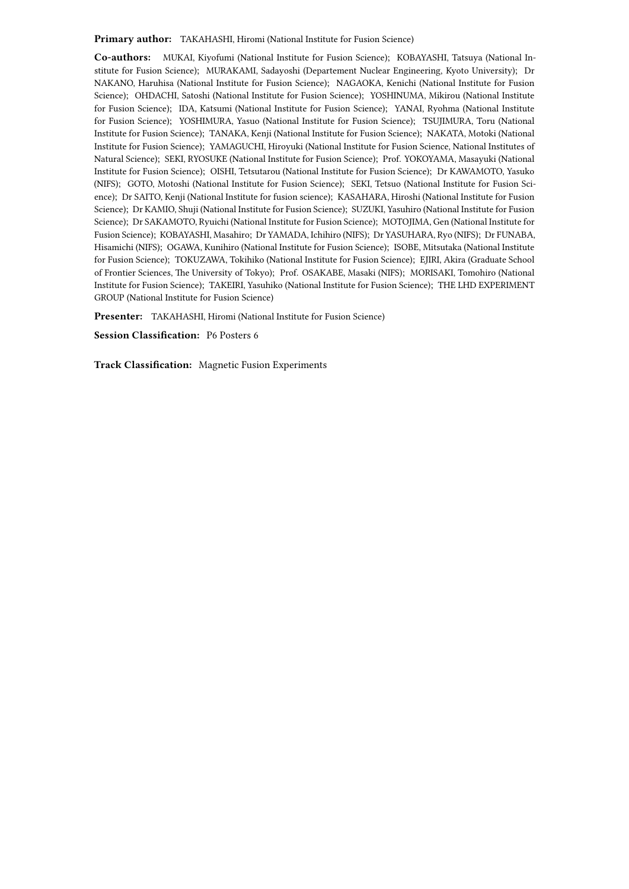**Primary author:** TAKAHASHI, Hiromi (National Institute for Fusion Science)

**Co-authors:** MUKAI, Kiyofumi (National Institute for Fusion Science); KOBAYASHI, Tatsuya (National Institute for Fusion Science); MURAKAMI, Sadayoshi (Departement Nuclear Engineering, Kyoto University); Dr NAKANO, Haruhisa (National Institute for Fusion Science); NAGAOKA, Kenichi (National Institute for Fusion Science); OHDACHI, Satoshi (National Institute for Fusion Science); YOSHINUMA, Mikirou (National Institute for Fusion Science); IDA, Katsumi (National Institute for Fusion Science); YANAI, Ryohma (National Institute for Fusion Science); YOSHIMURA, Yasuo (National Institute for Fusion Science); TSUJIMURA, Toru (National Institute for Fusion Science); TANAKA, Kenji (National Institute for Fusion Science); NAKATA, Motoki (National Institute for Fusion Science); YAMAGUCHI, Hiroyuki (National Institute for Fusion Science, National Institutes of Natural Science); SEKI, RYOSUKE (National Institute for Fusion Science); Prof. YOKOYAMA, Masayuki (National Institute for Fusion Science); OISHI, Tetsutarou (National Institute for Fusion Science); Dr KAWAMOTO, Yasuko (NIFS); GOTO, Motoshi (National Institute for Fusion Science); SEKI, Tetsuo (National Institute for Fusion Science); Dr SAITO, Kenji (National Institute for fusion science); KASAHARA, Hiroshi (National Institute for Fusion Science); Dr KAMIO, Shuji (National Institute for Fusion Science); SUZUKI, Yasuhiro (National Institute for Fusion Science); Dr SAKAMOTO, Ryuichi (National Institute for Fusion Science); MOTOJIMA, Gen (National Institute for Fusion Science); KOBAYASHI, Masahiro; Dr YAMADA, Ichihiro (NIFS); Dr YASUHARA, Ryo (NIFS); Dr FUNABA, Hisamichi (NIFS); OGAWA, Kunihiro (National Institute for Fusion Science); ISOBE, Mitsutaka (National Institute for Fusion Science); TOKUZAWA, Tokihiko (National Institute for Fusion Science); EJIRI, Akira (Graduate School of Frontier Sciences, The University of Tokyo); Prof. OSAKABE, Masaki (NIFS); MORISAKI, Tomohiro (National Institute for Fusion Science); TAKEIRI, Yasuhiko (National Institute for Fusion Science); THE LHD EXPERIMENT GROUP (National Institute for Fusion Science)

**Presenter:** TAKAHASHI, Hiromi (National Institute for Fusion Science)

**Session Classification:** P6 Posters 6

**Track Classification:** Magnetic Fusion Experiments